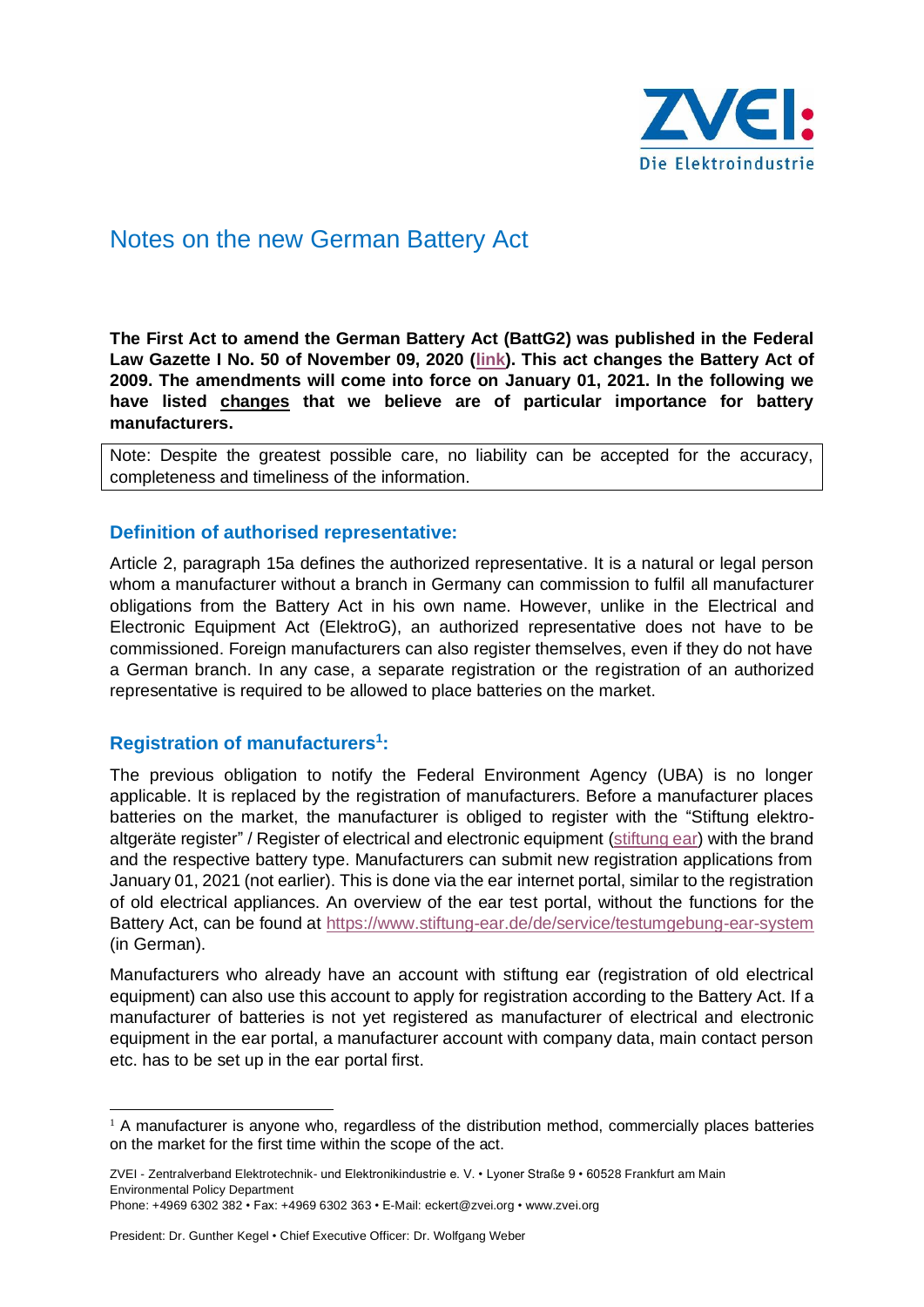# Notes on the new German Battery Act

**The First Act to amend the German Battery Act (BattG2) was published in the Federal Law Gazette I No. 50 of November 09, 2020 (link). This act changes the Battery Act of 2009. The amendments will come into force on January 01, 2021. In the following we have listed changes that we believe are of particular importance for battery manufacturers.**

Note: Despite the greatest possible care, no liability can be accepted for the accuracy, completeness and timeliness of the information.

## Definition of authorised representative:

Article 2, paragraph 15a defines the authorized representative. It is a natural or legal person whom a manufacturer without a branch in Germany can commission to fulfil all manufacturer obligations from the Battery Act in his own name. However, unlike in the Electrical and Electronic Equipment Act (ElektroG), an authorized representative does not have to be commissioned. Foreign manufacturers can also register themselves, even if they do not have a German branch. In any case, a separate registration or the registration of an authorized representative is required to be allowed to place batteries on the market.

## Registration of manufacturers[1]:

The previous obligation to notify the Federal Environment Agency (UBA) is no longer applicable. It is replaced by the registration of manufacturers. Before a manufacturer places batteries on the market, the manufacturer is obliged to register with the "Stiftung elektro-altgeräte register" / Register of electrical and electronic equipment (stiftung ear) with the brand and the respective battery type. Manufacturers can submit new registration applications from January 01, 2021 (not earlier). This is done via the ear internet portal, similar to the registration of old electrical appliances. An overview of the ear test portal, without the functions for the Battery Act, can be found at https://www.stiftung-ear.de/de/service/testumgebung-ear-system (in German).

Manufacturers who already have an account with stiftung ear (registration of old electrical equipment) can also use this account to apply for registration according to the Battery Act. If a manufacturer of batteries is not yet registered as manufacturer of electrical and electronic equipment in the ear portal, a manufacturer account with company data, main contact person etc. has to be set up in the ear portal first.

[1] A manufacturer is anyone who, regardless of the distribution method, commercially places batteries on the market for the first time within the scope of the act.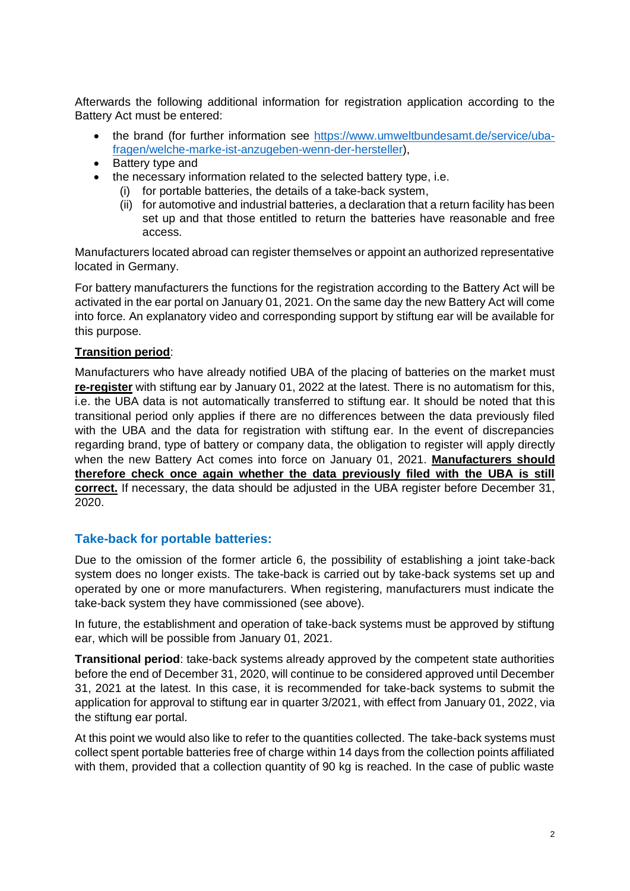Afterwards the following additional information for registration application according to the Battery Act must be entered:

- the brand (for further information see [https://www.umweltbundesamt.de/service/uba-fragen/welche-marke-ist-anzugeben-wenn-der-hersteller](https://www.umweltbundesamt.de/service/uba-fragen/welche-marke-ist-anzugeben-wenn-der-hersteller)),
- Battery type and
- the necessary information related to the selected battery type, i.e.
  - (i) for portable batteries, the details of a take-back system,
  - (ii) for automotive and industrial batteries, a declaration that a return facility has been set up and that those entitled to return the batteries have reasonable and free access.

Manufacturers located abroad can register themselves or appoint an authorized representative located in Germany.

For battery manufacturers the functions for the registration according to the Battery Act will be activated in the ear portal on January 01, 2021. On the same day the new Battery Act will come into force. An explanatory video and corresponding support by stiftung ear will be available for this purpose.

**Transition period**:

Manufacturers who have already notified UBA of the placing of batteries on the market must **re-register** with stiftung ear by January 01, 2022 at the latest. There is no automatism for this, i.e. the UBA data is not automatically transferred to stiftung ear. It should be noted that this transitional period only applies if there are no differences between the data previously filed with the UBA and the data for registration with stiftung ear. In the event of discrepancies regarding brand, type of battery or company data, the obligation to register will apply directly when the new Battery Act comes into force on January 01, 2021. **Manufacturers should therefore check once again whether the data previously filed with the UBA is still correct.** If necessary, the data should be adjusted in the UBA register before December 31, 2020.

## Take-back for portable batteries:

Due to the omission of the former article 6, the possibility of establishing a joint take-back system does no longer exists. The take-back is carried out by take-back systems set up and operated by one or more manufacturers. When registering, manufacturers must indicate the take-back system they have commissioned (see above).

In future, the establishment and operation of take-back systems must be approved by stiftung ear, which will be possible from January 01, 2021.

**Transitional period**: take-back systems already approved by the competent state authorities before the end of December 31, 2020, will continue to be considered approved until December 31, 2021 at the latest. In this case, it is recommended for take-back systems to submit the application for approval to stiftung ear in quarter 3/2021, with effect from January 01, 2022, via the stiftung ear portal.

At this point we would also like to refer to the quantities collected. The take-back systems must collect spent portable batteries free of charge within 14 days from the collection points affiliated with them, provided that a collection quantity of 90 kg is reached. In the case of public waste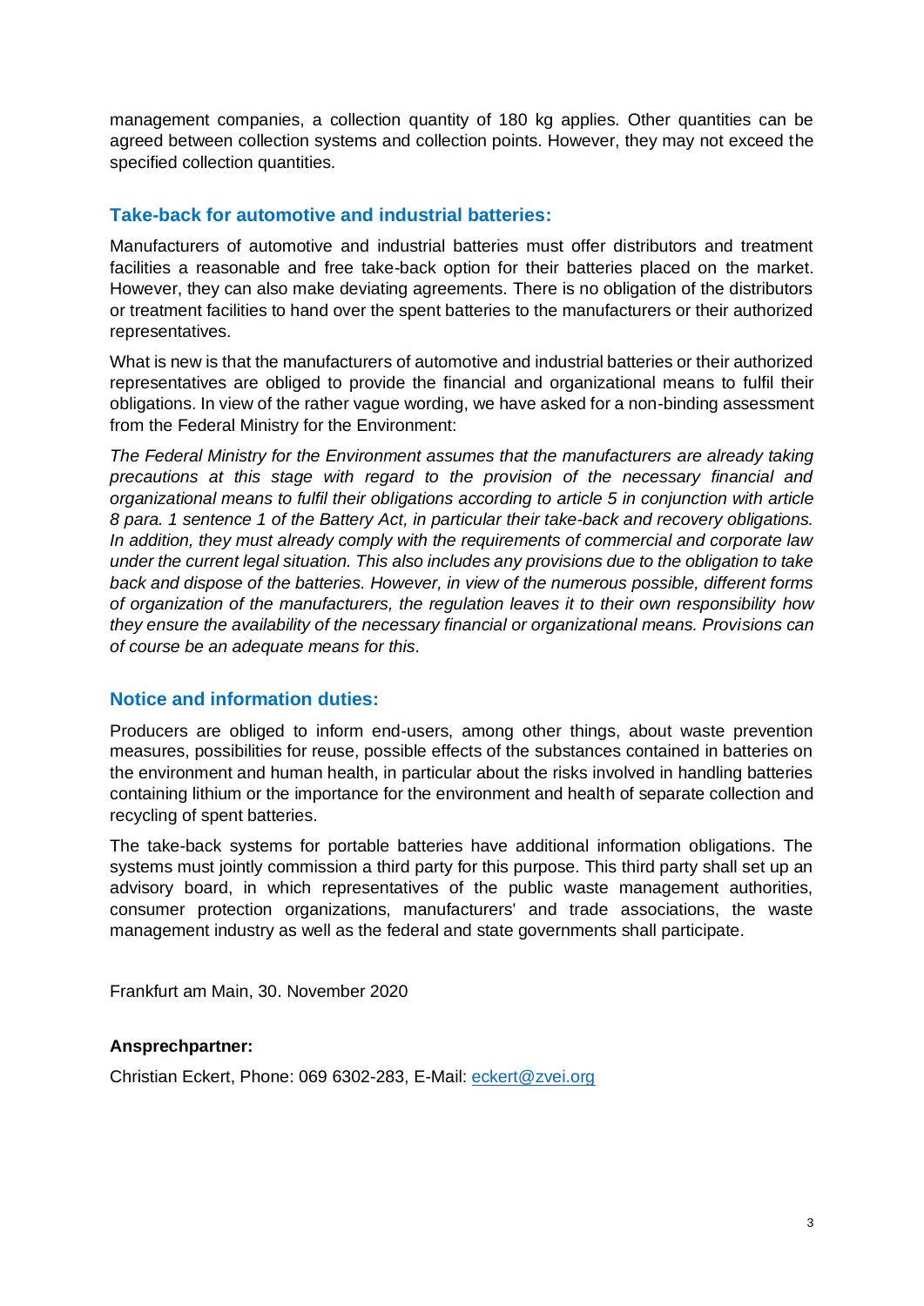management companies, a collection quantity of 180 kg applies. Other quantities can be agreed between collection systems and collection points. However, they may not exceed the specified collection quantities.

## Take-back for automotive and industrial batteries:

Manufacturers of automotive and industrial batteries must offer distributors and treatment facilities a reasonable and free take-back option for their batteries placed on the market. However, they can also make deviating agreements. There is no obligation of the distributors or treatment facilities to hand over the spent batteries to the manufacturers or their authorized representatives.

What is new is that the manufacturers of automotive and industrial batteries or their authorized representatives are obliged to provide the financial and organizational means to fulfil their obligations. In view of the rather vague wording, we have asked for a non-binding assessment from the Federal Ministry for the Environment:

*The Federal Ministry for the Environment assumes that the manufacturers are already taking precautions at this stage with regard to the provision of the necessary financial and organizational means to fulfil their obligations according to article 5 in conjunction with article 8 para. 1 sentence 1 of the Battery Act, in particular their take-back and recovery obligations. In addition, they must already comply with the requirements of commercial and corporate law under the current legal situation. This also includes any provisions due to the obligation to take back and dispose of the batteries. However, in view of the numerous possible, different forms of organization of the manufacturers, the regulation leaves it to their own responsibility how they ensure the availability of the necessary financial or organizational means. Provisions can of course be an adequate means for this.*

## Notice and information duties:

Producers are obliged to inform end-users, among other things, about waste prevention measures, possibilities for reuse, possible effects of the substances contained in batteries on the environment and human health, in particular about the risks involved in handling batteries containing lithium or the importance for the environment and health of separate collection and recycling of spent batteries.

The take-back systems for portable batteries have additional information obligations. The systems must jointly commission a third party for this purpose. This third party shall set up an advisory board, in which representatives of the public waste management authorities, consumer protection organizations, manufacturers' and trade associations, the waste management industry as well as the federal and state governments shall participate.

Frankfurt am Main, 30. November 2020

**Ansprechpartner:**

Christian Eckert, Phone: 069 6302-283, E-Mail: eckert@zvei.org